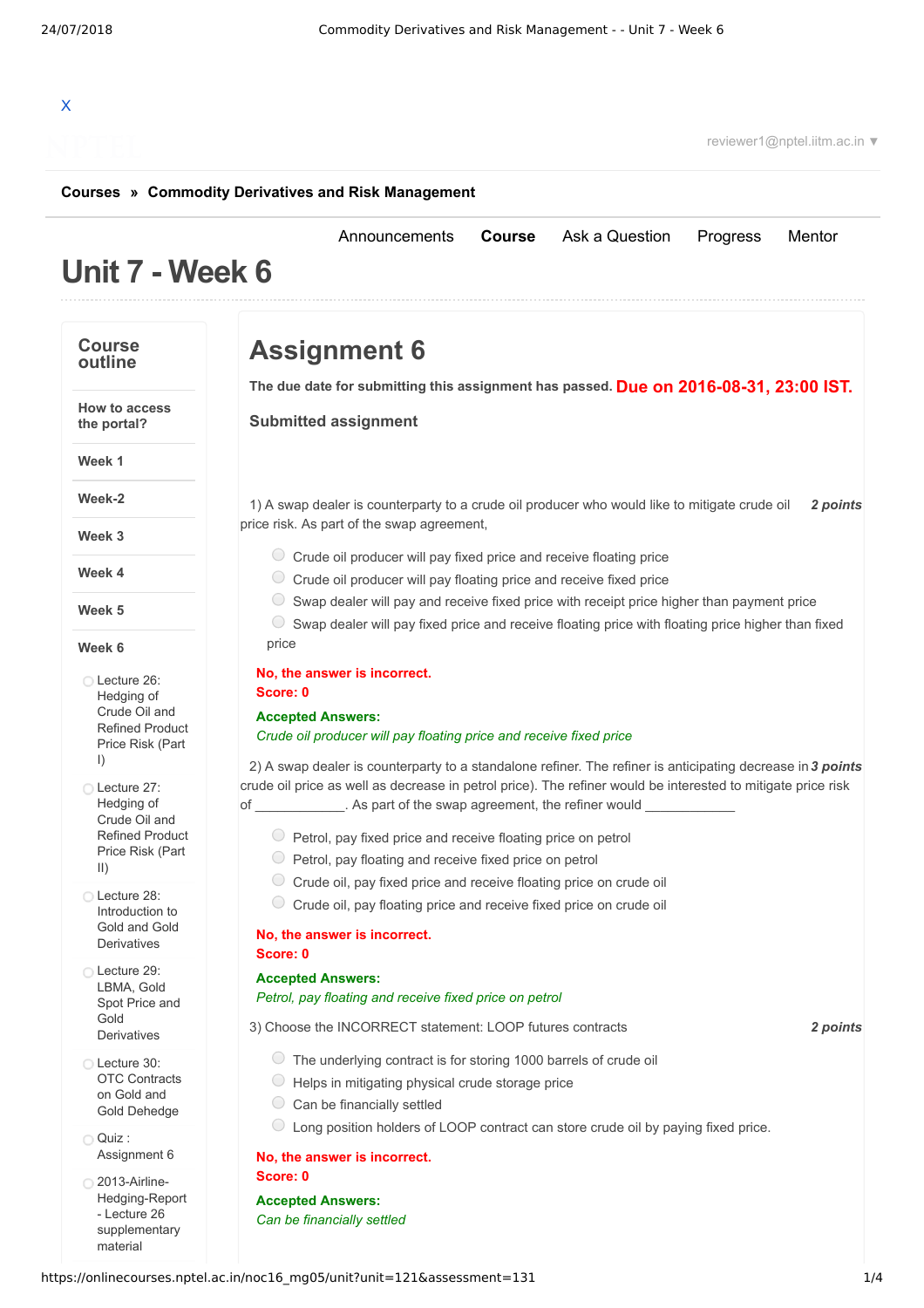X

reviewer1@nptel.iitm.ac.in ▼

**Courses** » **Commodity Derivatives and Risk Management**

Announcements **Course** Ask a Question Progress Mentor

# Unit 7 - Week 6

## Course outline

**How to access the portal?**

**Week 1**

**Week-2**

**Week 3**

**Week 4**

**Week 5**

**Week 6**

- Lecture 26: Hedging of Crude Oil and Refined Product Price Risk (Part I)
- Lecture 27: Hedging of Crude Oil and Refined Product Price Risk (Part II)
- Lecture 28: Introduction to Gold and Gold Derivatives
- Lecture 29: LBMA, Gold Spot Price and Gold Derivatives
- Lecture 30: OTC Contracts on Gold and Gold Dehedge
- Quiz : Assignment 6
- 2013-Airline-Hedging-Report - Lecture 26 supplementary material

# Assignment 6

**The due date for submitting this assignment has passed.** **Due on 2016-08-31, 23:00 IST.**

**Submitted assignment**

1) A swap dealer is counterparty to a crude oil producer who would like to mitigate crude oil price risk. As part of the swap agreement, ***2 points***

- Crude oil producer will pay fixed price and receive floating price
- Crude oil producer will pay floating price and receive fixed price
- Swap dealer will pay and receive fixed price with receipt price higher than payment price
- Swap dealer will pay fixed price and receive floating price with floating price higher than fixed price

**No, the answer is incorrect.**
**Score: 0**

**Accepted Answers:**
*Crude oil producer will pay floating price and receive fixed price*

2) A swap dealer is counterparty to a standalone refiner. The refiner is anticipating decrease in crude oil price as well as decrease in petrol price). The refiner would be interested to mitigate price risk of ____________. As part of the swap agreement, the refiner would ____________ ***3 points***

- Petrol, pay fixed price and receive floating price on petrol
- Petrol, pay floating and receive fixed price on petrol
- Crude oil, pay fixed price and receive floating price on crude oil
- Crude oil, pay floating price and receive fixed price on crude oil

**No, the answer is incorrect.**
**Score: 0**

**Accepted Answers:**
*Petrol, pay floating and receive fixed price on petrol*

3) Choose the INCORRECT statement: LOOP futures contracts ***2 points***

- The underlying contract is for storing 1000 barrels of crude oil
- Helps in mitigating physical crude storage price
- Can be financially settled
- Long position holders of LOOP contract can store crude oil by paying fixed price.

**No, the answer is incorrect.**
**Score: 0**

**Accepted Answers:**
*Can be financially settled*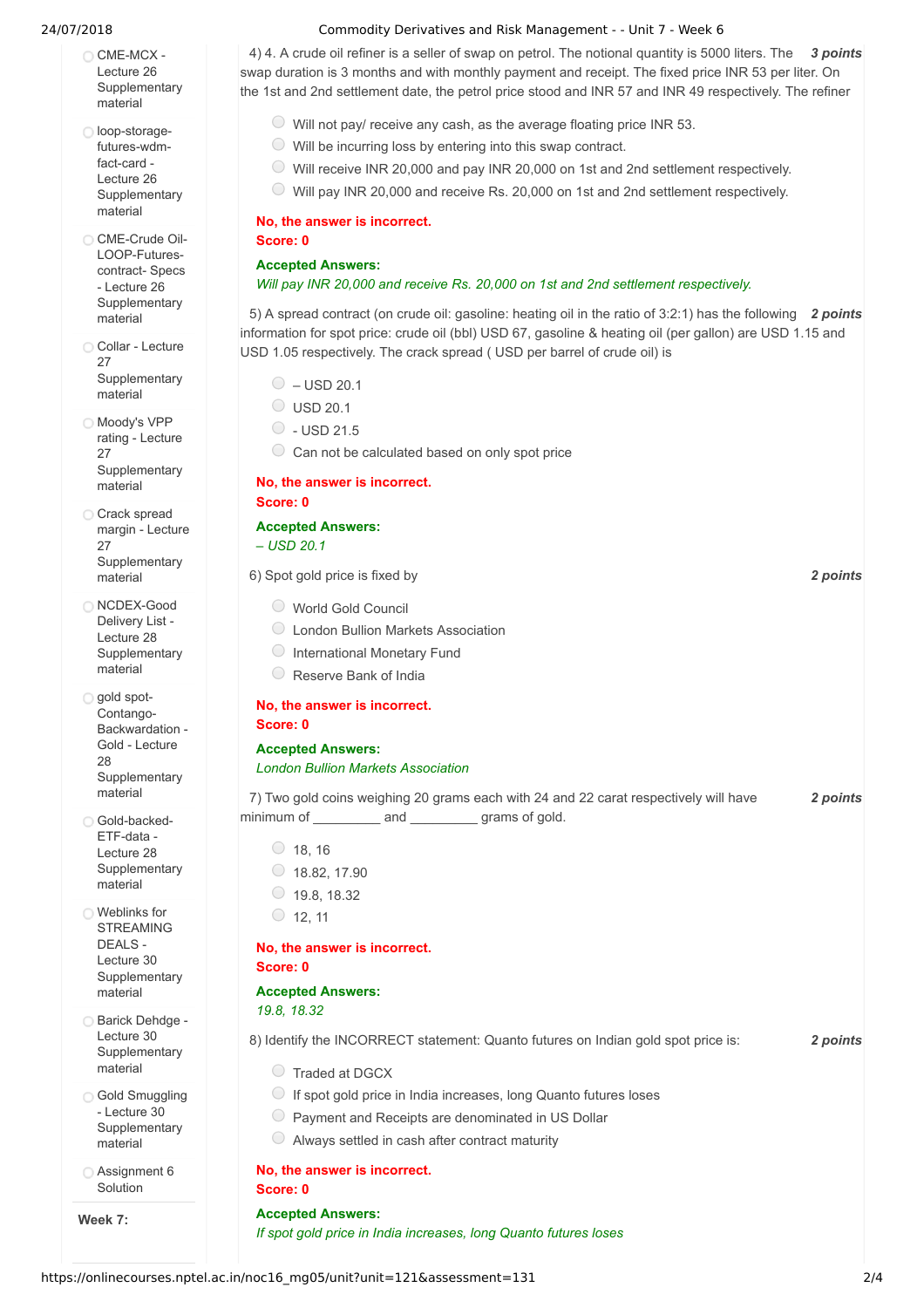- CME-MCX - Lecture 26 Supplementary material
- loop-storage-futures-wdm-fact-card - Lecture 26 Supplementary material
- CME-Crude Oil-LOOP-Futures-contract- Specs - Lecture 26 Supplementary material
- Collar - Lecture 27 Supplementary material
- Moody's VPP rating - Lecture 27 Supplementary material
- Crack spread margin - Lecture 27 Supplementary material
- NCDEX-Good Delivery List - Lecture 28 Supplementary material
- gold spot-Contango-Backwardation - Gold - Lecture 28 Supplementary material
- Gold-backed-ETF-data - Lecture 28 Supplementary material
- Weblinks for STREAMING DEALS - Lecture 30 Supplementary material
- Barick Dehdge - Lecture 30 Supplementary material
- Gold Smuggling - Lecture 30 Supplementary material
- Assignment 6 Solution

**Week 7:**

4) 4. A crude oil refiner is a seller of swap on petrol. The notional quantity is 5000 liters. The swap duration is 3 months and with monthly payment and receipt. The fixed price INR 53 per liter. On the 1st and 2nd settlement date, the petrol price stood and INR 57 and INR 49 respectively. The refiner ***3 points***

- Will not pay/ receive any cash, as the average floating price INR 53.
- Will be incurring loss by entering into this swap contract.
- Will receive INR 20,000 and pay INR 20,000 on 1st and 2nd settlement respectively.
- Will pay INR 20,000 and receive Rs. 20,000 on 1st and 2nd settlement respectively.

**No, the answer is incorrect.**
**Score: 0**

**Accepted Answers:**
*Will pay INR 20,000 and receive Rs. 20,000 on 1st and 2nd settlement respectively.*

5) A spread contract (on crude oil: gasoline: heating oil in the ratio of 3:2:1) has the following information for spot price: crude oil (bbl) USD 67, gasoline & heating oil (per gallon) are USD 1.15 and USD 1.05 respectively. The crack spread ( USD per barrel of crude oil) is ***2 points***

- – USD 20.1
- USD 20.1
- - USD 21.5
- Can not be calculated based on only spot price

**No, the answer is incorrect.**
**Score: 0**

**Accepted Answers:**
*– USD 20.1*

6) Spot gold price is fixed by ***2 points***

- World Gold Council
- London Bullion Markets Association
- International Monetary Fund
- Reserve Bank of India

**No, the answer is incorrect.**
**Score: 0**

**Accepted Answers:**
*London Bullion Markets Association*

7) Two gold coins weighing 20 grams each with 24 and 22 carat respectively will have minimum of _________ and _________ grams of gold. ***2 points***

- 18, 16
- 18.82, 17.90
- 19.8, 18.32
- 12, 11

**No, the answer is incorrect.**
**Score: 0**

**Accepted Answers:**
*19.8, 18.32*

8) Identify the INCORRECT statement: Quanto futures on Indian gold spot price is: ***2 points***

- Traded at DGCX
- If spot gold price in India increases, long Quanto futures loses
- Payment and Receipts are denominated in US Dollar
- Always settled in cash after contract maturity

**No, the answer is incorrect.**
**Score: 0**

**Accepted Answers:**
*If spot gold price in India increases, long Quanto futures loses*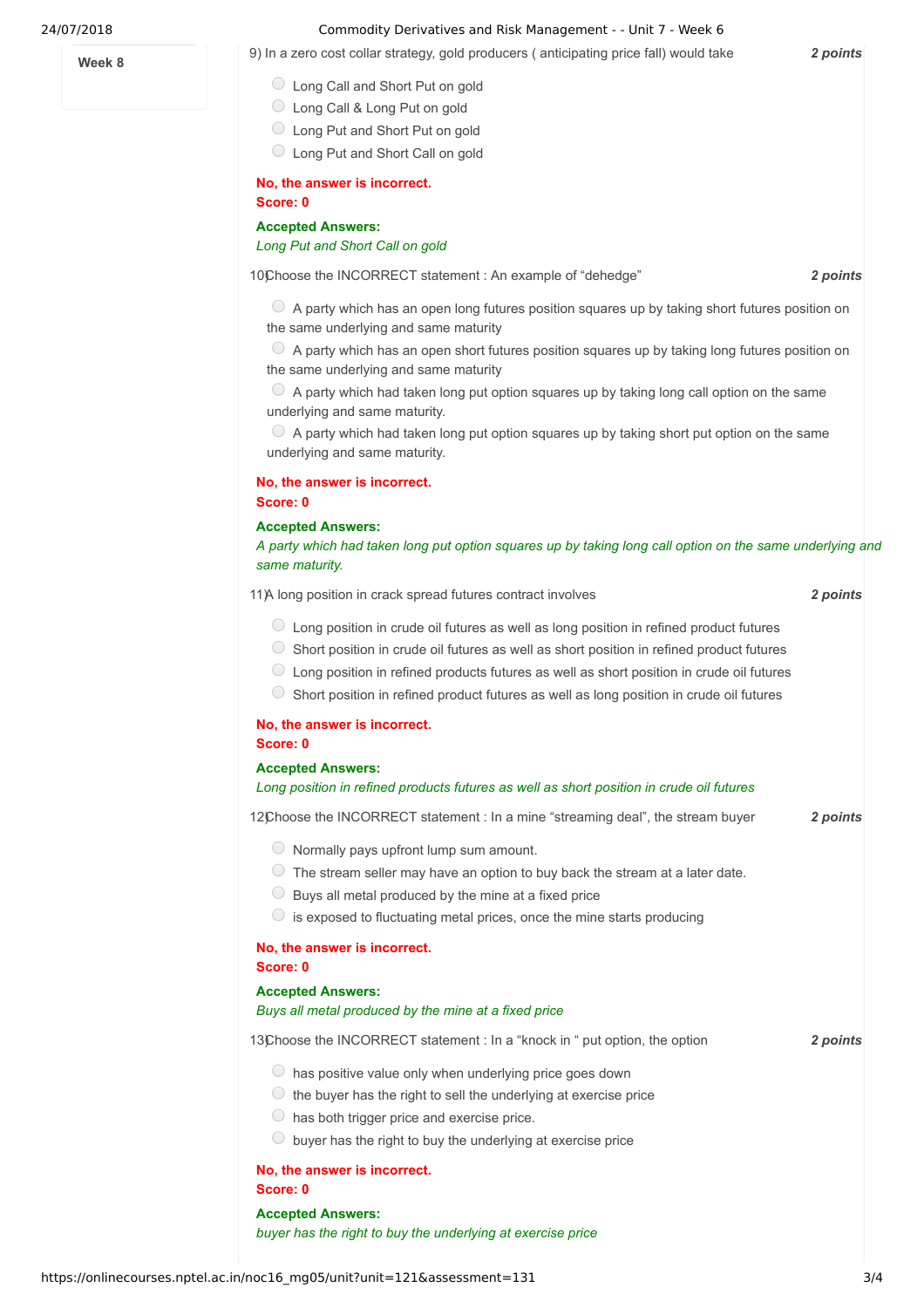Week 8

9) In a zero cost collar strategy, gold producers ( anticipating price fall) would take **2 points**

- Long Call and Short Put on gold
- Long Call & Long Put on gold
- Long Put and Short Put on gold
- Long Put and Short Call on gold

**No, the answer is incorrect.**
**Score: 0**

**Accepted Answers:**
*Long Put and Short Call on gold*

10) Choose the INCORRECT statement : An example of “dehedge” **2 points**

- A party which has an open long futures position squares up by taking short futures position on the same underlying and same maturity
- A party which has an open short futures position squares up by taking long futures position on the same underlying and same maturity
- A party which had taken long put option squares up by taking long call option on the same underlying and same maturity.
- A party which had taken long put option squares up by taking short put option on the same underlying and same maturity.

**No, the answer is incorrect.**
**Score: 0**

**Accepted Answers:**
*A party which had taken long put option squares up by taking long call option on the same underlying and same maturity.*

11) A long position in crack spread futures contract involves **2 points**

- Long position in crude oil futures as well as long position in refined product futures
- Short position in crude oil futures as well as short position in refined product futures
- Long position in refined products futures as well as short position in crude oil futures
- Short position in refined product futures as well as long position in crude oil futures

**No, the answer is incorrect.**
**Score: 0**

**Accepted Answers:**
*Long position in refined products futures as well as short position in crude oil futures*

12) Choose the INCORRECT statement : In a mine “streaming deal”, the stream buyer **2 points**

- Normally pays upfront lump sum amount.
- The stream seller may have an option to buy back the stream at a later date.
- Buys all metal produced by the mine at a fixed price
- is exposed to fluctuating metal prices, once the mine starts producing

**No, the answer is incorrect.**
**Score: 0**

**Accepted Answers:**
*Buys all metal produced by the mine at a fixed price*

13) Choose the INCORRECT statement : In a “knock in “ put option, the option **2 points**

- has positive value only when underlying price goes down
- the buyer has the right to sell the underlying at exercise price
- has both trigger price and exercise price.
- buyer has the right to buy the underlying at exercise price

**No, the answer is incorrect.**
**Score: 0**

**Accepted Answers:**
*buyer has the right to buy the underlying at exercise price*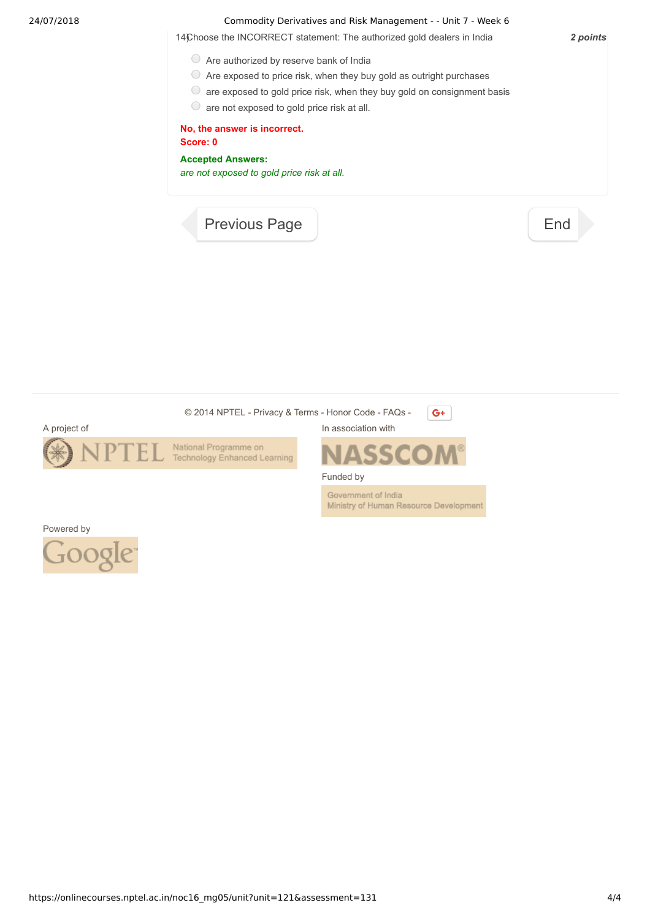14) Choose the INCORRECT statement: The authorized gold dealers in India **2 points**

- Are authorized by reserve bank of India
- Are exposed to price risk, when they buy gold as outright purchases
- are exposed to gold price risk, when they buy gold on consignment basis
- are not exposed to gold price risk at all.

**No, the answer is incorrect.**
**Score: 0**

**Accepted Answers:**
*are not exposed to gold price risk at all.*

Previous Page

End

© 2014 NPTEL - Privacy & Terms - Honor Code - FAQs -

A project of

NPTEL National Programme on Technology Enhanced Learning

In association with

NASSCOM

Funded by

Government of India Ministry of Human Resource Development

Powered by

Google